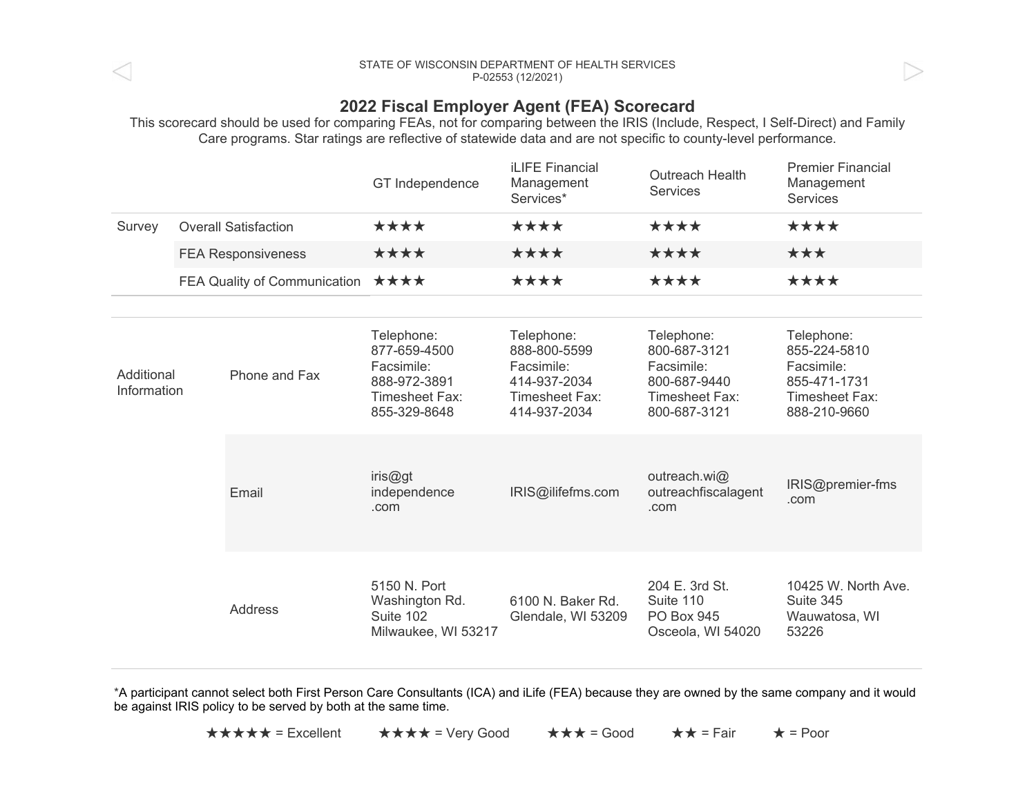STATE OF WISCONSIN DEPARTMENT OF HEALTH SERVICES
P-02553 (12/2021)

# 2022 Fiscal Employer Agent (FEA) Scorecard

This scorecard should be used for comparing FEAs, not for comparing between the IRIS (Include, Respect, I Self-Direct) and Family Care programs. Star ratings are reflective of statewide data and are not specific to county-level performance.

| | | GT Independence | iLIFE Financial Management Services* | Outreach Health Services | Premier Financial Management Services |
|---|---|---|---|---|---|
| Survey | Overall Satisfaction | ★★★★ | ★★★★ | ★★★★ | ★★★★ |
| | FEA Responsiveness | ★★★★ | ★★★★ | ★★★★ | ★★★ |
| | FEA Quality of Communication | ★★★★ | ★★★★ | ★★★★ | ★★★★ |
| Additional Information | Phone and Fax | Telephone: 877-659-4500 Facsimile: 888-972-3891 Timesheet Fax: 855-329-8648 | Telephone: 888-800-5599 Facsimile: 414-937-2034 Timesheet Fax: 414-937-2034 | Telephone: 800-687-3121 Facsimile: 800-687-9440 Timesheet Fax: 800-687-3121 | Telephone: 855-224-5810 Facsimile: 855-471-1731 Timesheet Fax: 888-210-9660 |
| | Email | iris@gtindependence.com | IRIS@ilifefms.com | outreach.wi@outreachfiscalagent.com | IRIS@premier-fms.com |
| | Address | 5150 N. Port Washington Rd. Suite 102 Milwaukee, WI 53217 | 6100 N. Baker Rd. Glendale, WI 53209 | 204 E. 3rd St. Suite 110 PO Box 945 Osceola, WI 54020 | 10425 W. North Ave. Suite 345 Wauwatosa, WI 53226 |

*A participant cannot select both First Person Care Consultants (ICA) and iLife (FEA) because they are owned by the same company and it would be against IRIS policy to be served by both at the same time.

★★★★★ = Excellent ★★★★ = Very Good ★★★ = Good ★★ = Fair ★ = Poor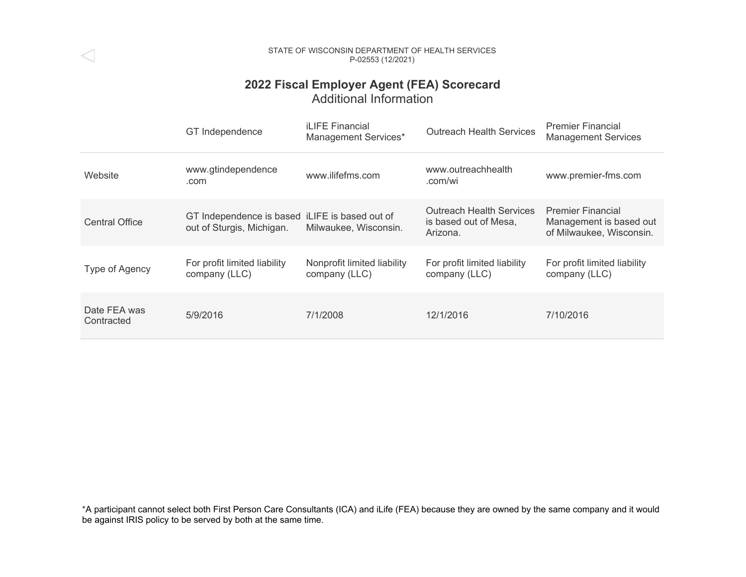STATE OF WISCONSIN DEPARTMENT OF HEALTH SERVICES
P-02553 (12/2021)

## 2022 Fiscal Employer Agent (FEA) Scorecard

Additional Information

| | GT Independence | iLIFE Financial Management Services* | Outreach Health Services | Premier Financial Management Services |
|---|---|---|---|---|
| Website | www.gtindependence.com | www.ilifefms.com | www.outreachhealth.com/wi | www.premier-fms.com |
| Central Office | GT Independence is based out of Sturgis, Michigan. | iLIFE is based out of Milwaukee, Wisconsin. | Outreach Health Services is based out of Mesa, Arizona. | Premier Financial Management is based out of Milwaukee, Wisconsin. |
| Type of Agency | For profit limited liability company (LLC) | Nonprofit limited liability company (LLC) | For profit limited liability company (LLC) | For profit limited liability company (LLC) |
| Date FEA was Contracted | 5/9/2016 | 7/1/2008 | 12/1/2016 | 7/10/2016 |

*A participant cannot select both First Person Care Consultants (ICA) and iLife (FEA) because they are owned by the same company and it would be against IRIS policy to be served by both at the same time.